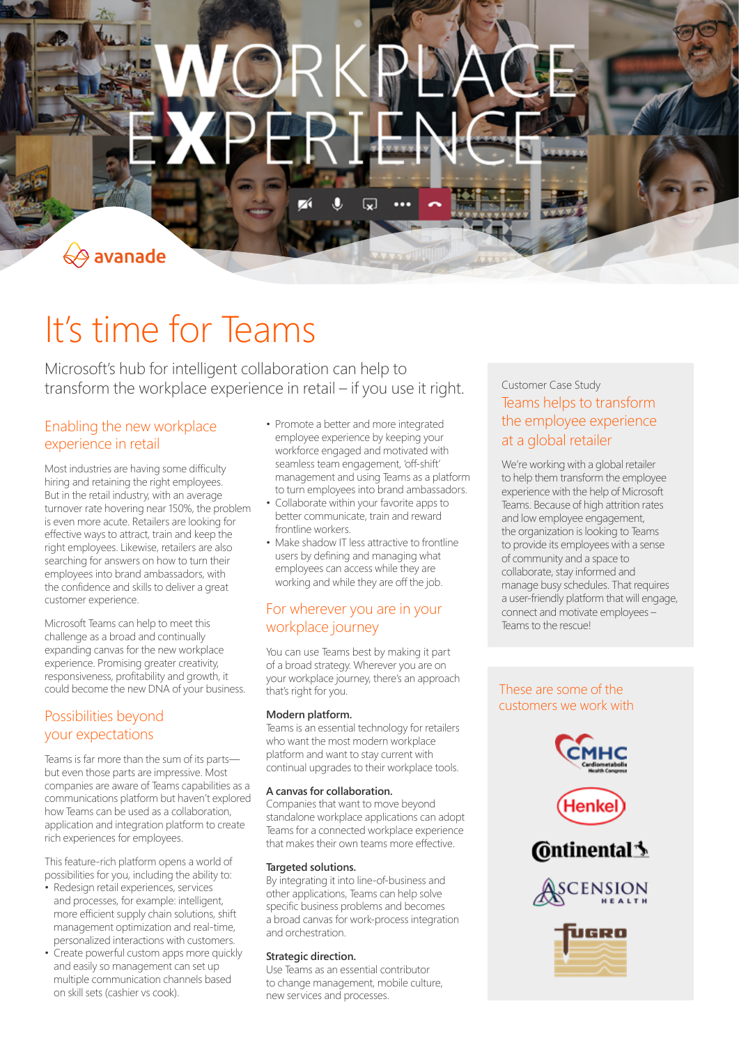# WORKPLACE EXPERIENCE

avanade

# It's time for Teams

Microsoft's hub for intelligent collaboration can help to transform the workplace experience in retail – if you use it right.

## Enabling the new workplace experience in retail

Most industries are having some difficulty hiring and retaining the right employees. But in the retail industry, with an average turnover rate hovering near 150%, the problem is even more acute. Retailers are looking for effective ways to attract, train and keep the right employees. Likewise, retailers are also searching for answers on how to turn their employees into brand ambassadors, with the confidence and skills to deliver a great customer experience.

Microsoft Teams can help to meet this challenge as a broad and continually expanding canvas for the new workplace experience. Promising greater creativity, responsiveness, profitability and growth, it could become the new DNA of your business.

## Possibilities beyond your expectations

Teams is far more than the sum of its parts—but even those parts are impressive. Most companies are aware of Teams capabilities as a communications platform but haven't explored how Teams can be used as a collaboration, application and integration platform to create rich experiences for employees.

This feature-rich platform opens a world of possibilities for you, including the ability to:

- Redesign retail experiences, services and processes, for example: intelligent, more efficient supply chain solutions, shift management optimization and real-time, personalized interactions with customers.
- Create powerful custom apps more quickly and easily so management can set up multiple communication channels based on skill sets (cashier vs cook).
- Promote a better and more integrated employee experience by keeping your workforce engaged and motivated with seamless team engagement, 'off-shift' management and using Teams as a platform to turn employees into brand ambassadors.
- Collaborate within your favorite apps to better communicate, train and reward frontline workers.
- Make shadow IT less attractive to frontline users by defining and managing what employees can access while they are working and while they are off the job.

## For wherever you are in your workplace journey

You can use Teams best by making it part of a broad strategy. Wherever you are on your workplace journey, there's an approach that's right for you.

**Modern platform.**
Teams is an essential technology for retailers who want the most modern workplace platform and want to stay current with continual upgrades to their workplace tools.

**A canvas for collaboration.**
Companies that want to move beyond standalone workplace applications can adopt Teams for a connected workplace experience that makes their own teams more effective.

**Targeted solutions.**
By integrating it into line-of-business and other applications, Teams can help solve specific business problems and becomes a broad canvas for work-process integration and orchestration.

**Strategic direction.**
Use Teams as an essential contributor to change management, mobile culture, new services and processes.

Customer Case Study

## Teams helps to transform the employee experience at a global retailer

We're working with a global retailer to help them transform the employee experience with the help of Microsoft Teams. Because of high attrition rates and low employee engagement, the organization is looking to Teams to provide its employees with a sense of community and a space to collaborate, stay informed and manage busy schedules. That requires a user-friendly platform that will engage, connect and motivate employees – Teams to the rescue!

## These are some of the customers we work with

CMHC Cardiometabolic Health Congress

Henkel

Continental

Ascension Health

Fugro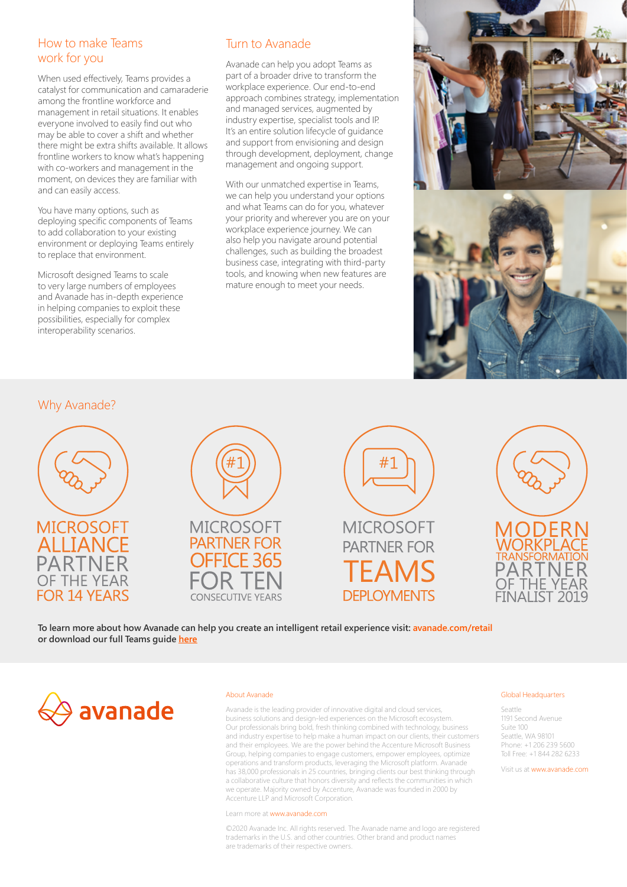## How to make Teams work for you

When used effectively, Teams provides a catalyst for communication and camaraderie among the frontline workforce and management in retail situations. It enables everyone involved to easily find out who may be able to cover a shift and whether there might be extra shifts available. It allows frontline workers to know what's happening with co-workers and management in the moment, on devices they are familiar with and can easily access.

You have many options, such as deploying specific components of Teams to add collaboration to your existing environment or deploying Teams entirely to replace that environment.

Microsoft designed Teams to scale to very large numbers of employees and Avanade has in-depth experience in helping companies to exploit these possibilities, especially for complex interoperability scenarios.

## Turn to Avanade

Avanade can help you adopt Teams as part of a broader drive to transform the workplace experience. Our end-to-end approach combines strategy, implementation and managed services, augmented by industry expertise, specialist tools and IP. It's an entire solution lifecycle of guidance and support from envisioning and design through development, deployment, change management and ongoing support.

With our unmatched expertise in Teams, we can help you understand your options and what Teams can do for you, whatever your priority and wherever you are on your workplace experience journey. We can also help you navigate around potential challenges, such as building the broadest business case, integrating with third-party tools, and knowing when new features are mature enough to meet your needs.

## Why Avanade?

MICROSOFT ALLIANCE PARTNER OF THE YEAR FOR 14 YEARS

#1 MICROSOFT PARTNER FOR OFFICE 365 FOR TEN CONSECUTIVE YEARS

#1 MICROSOFT PARTNER FOR TEAMS DEPLOYMENTS

MODERN WORKPLACE TRANSFORMATION PARTNER OF THE YEAR FINALIST 2019

**To learn more about how Avanade can help you create an intelligent retail experience visit: avanade.com/retail or download our full Teams guide here**

avanade

### About Avanade

Avanade is the leading provider of innovative digital and cloud services, business solutions and design-led experiences on the Microsoft ecosystem. Our professionals bring bold, fresh thinking combined with technology, business and industry expertise to help make a human impact on our clients, their customers and their employees. We are the power behind the Accenture Microsoft Business Group, helping companies to engage customers, empower employees, optimize operations and transform products, leveraging the Microsoft platform. Avanade has 38,000 professionals in 25 countries, bringing clients our best thinking through a collaborative culture that honors diversity and reflects the communities in which we operate. Majority owned by Accenture, Avanade was founded in 2000 by Accenture LLP and Microsoft Corporation.

Learn more at www.avanade.com

©2020 Avanade Inc. All rights reserved. The Avanade name and logo are registered trademarks in the U.S. and other countries. Other brand and product names are trademarks of their respective owners.

### Global Headquarters

Seattle
1191 Second Avenue
Suite 100
Seattle, WA 98101
Phone: +1 206 239 5600
Toll Free: +1 844 282 6233

Visit us at www.avanade.com